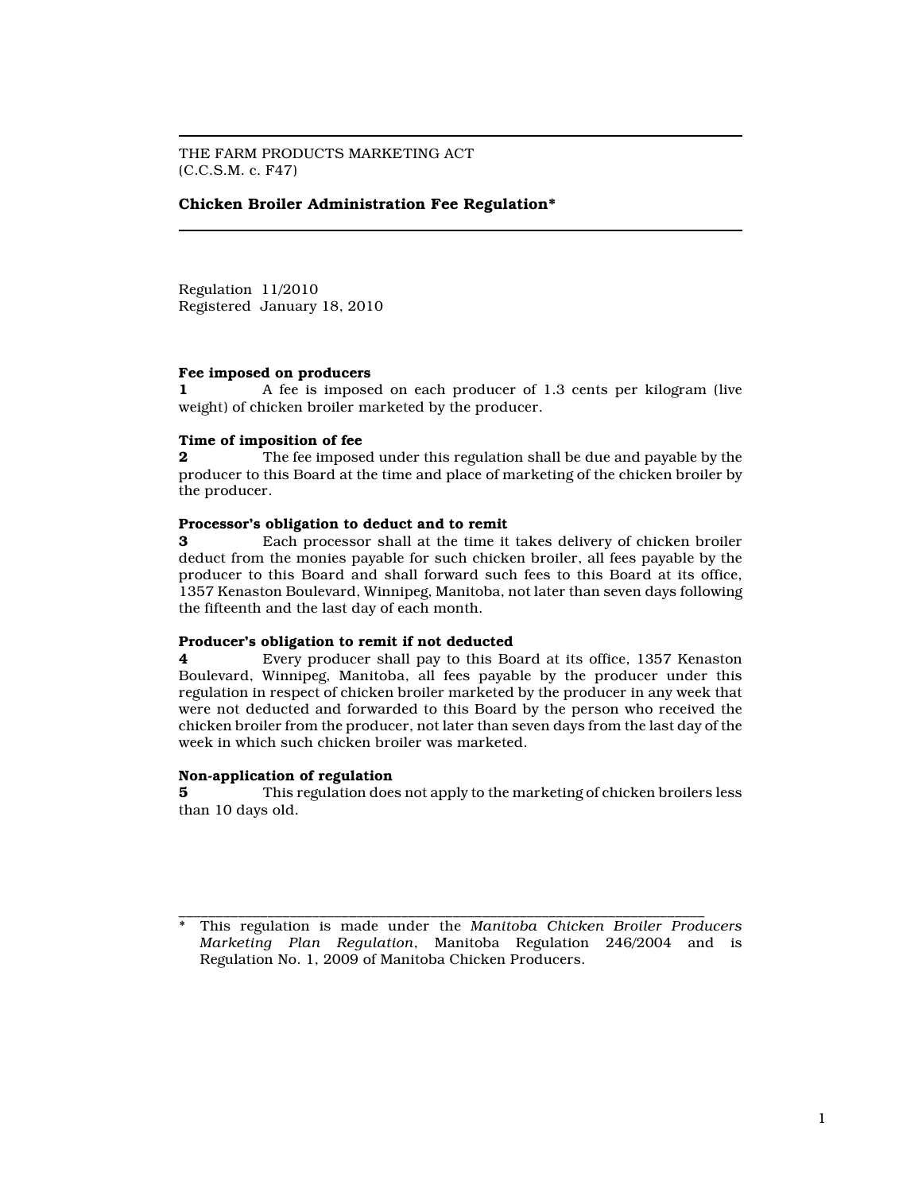THE FARM PRODUCTS MARKETING ACT
(C.C.S.M. c. F47)

**Chicken Broiler Administration Fee Regulation***

Regulation 11/2010
Registered January 18, 2010

**Fee imposed on producers**

**1** A fee is imposed on each producer of 1.3 cents per kilogram (live weight) of chicken broiler marketed by the producer.

**Time of imposition of fee**

**2** The fee imposed under this regulation shall be due and payable by the producer to this Board at the time and place of marketing of the chicken broiler by the producer.

**Processor's obligation to deduct and to remit**

**3** Each processor shall at the time it takes delivery of chicken broiler deduct from the monies payable for such chicken broiler, all fees payable by the producer to this Board and shall forward such fees to this Board at its office, 1357 Kenaston Boulevard, Winnipeg, Manitoba, not later than seven days following the fifteenth and the last day of each month.

**Producer's obligation to remit if not deducted**

**4** Every producer shall pay to this Board at its office, 1357 Kenaston Boulevard, Winnipeg, Manitoba, all fees payable by the producer under this regulation in respect of chicken broiler marketed by the producer in any week that were not deducted and forwarded to this Board by the person who received the chicken broiler from the producer, not later than seven days from the last day of the week in which such chicken broiler was marketed.

**Non-application of regulation**

**5** This regulation does not apply to the marketing of chicken broilers less than 10 days old.

---

\* This regulation is made under the *Manitoba Chicken Broiler Producers Marketing Plan Regulation*, Manitoba Regulation 246/2004 and is Regulation No. 1, 2009 of Manitoba Chicken Producers.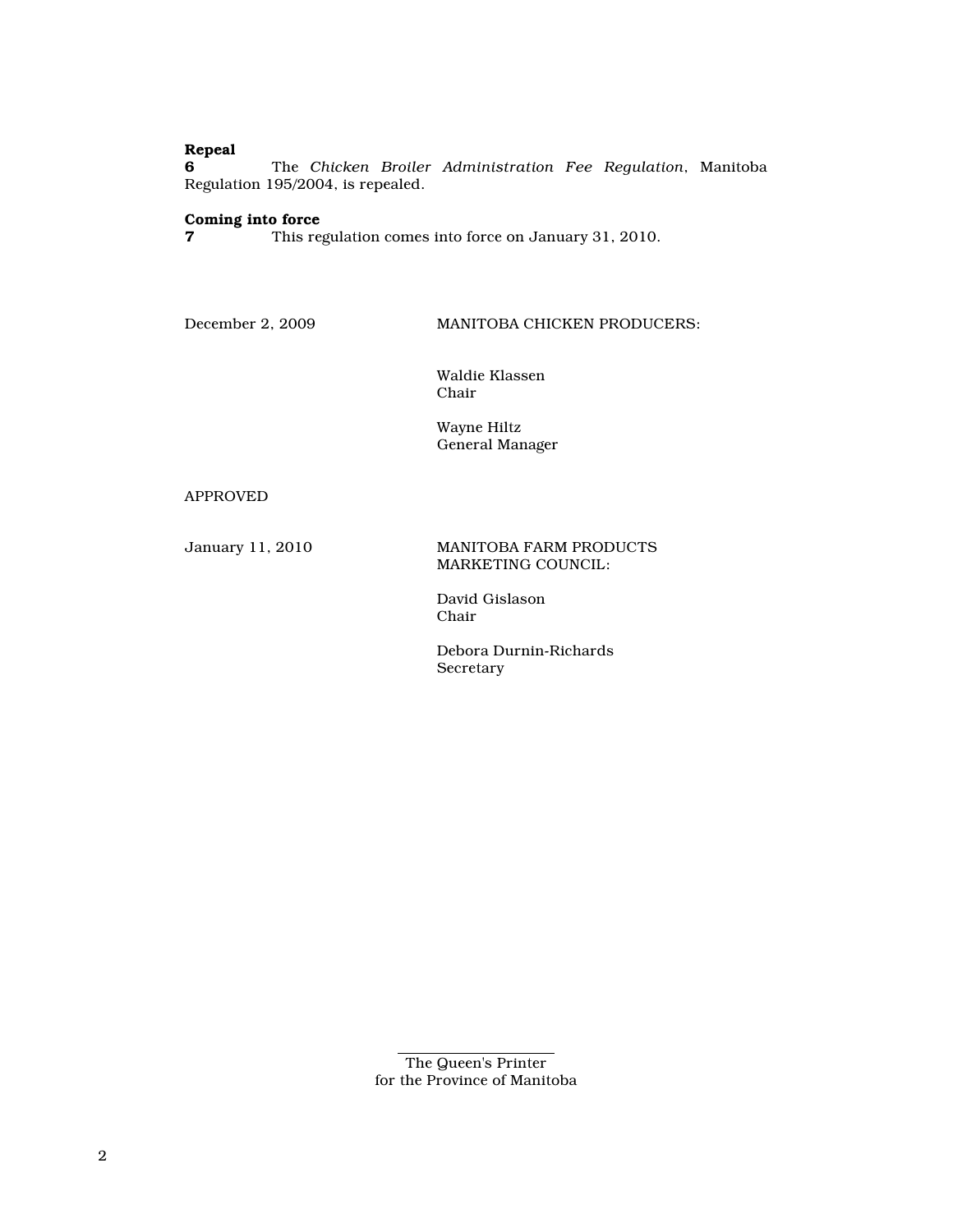**Repeal**

**6** The *Chicken Broiler Administration Fee Regulation*, Manitoba Regulation 195/2004, is repealed.

**Coming into force**

**7** This regulation comes into force on January 31, 2010.

December 2, 2009

MANITOBA CHICKEN PRODUCERS:

Waldie Klassen
Chair

Wayne Hiltz
General Manager

APPROVED

January 11, 2010

MANITOBA FARM PRODUCTS MARKETING COUNCIL:

David Gislason
Chair

Debora Durnin-Richards
Secretary

The Queen's Printer
for the Province of Manitoba